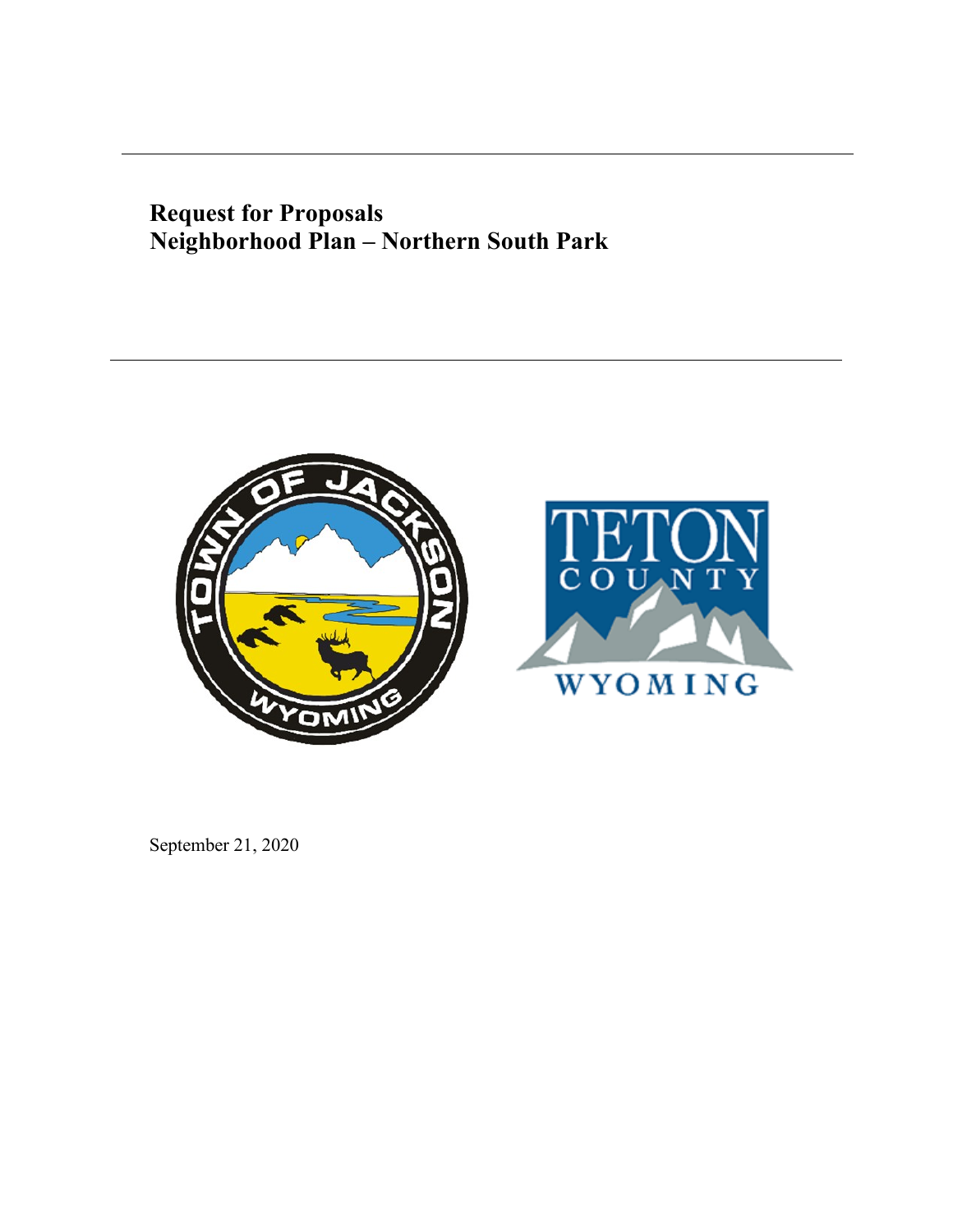# Request for Proposals
# Neighborhood Plan – Northern South Park

September 21, 2020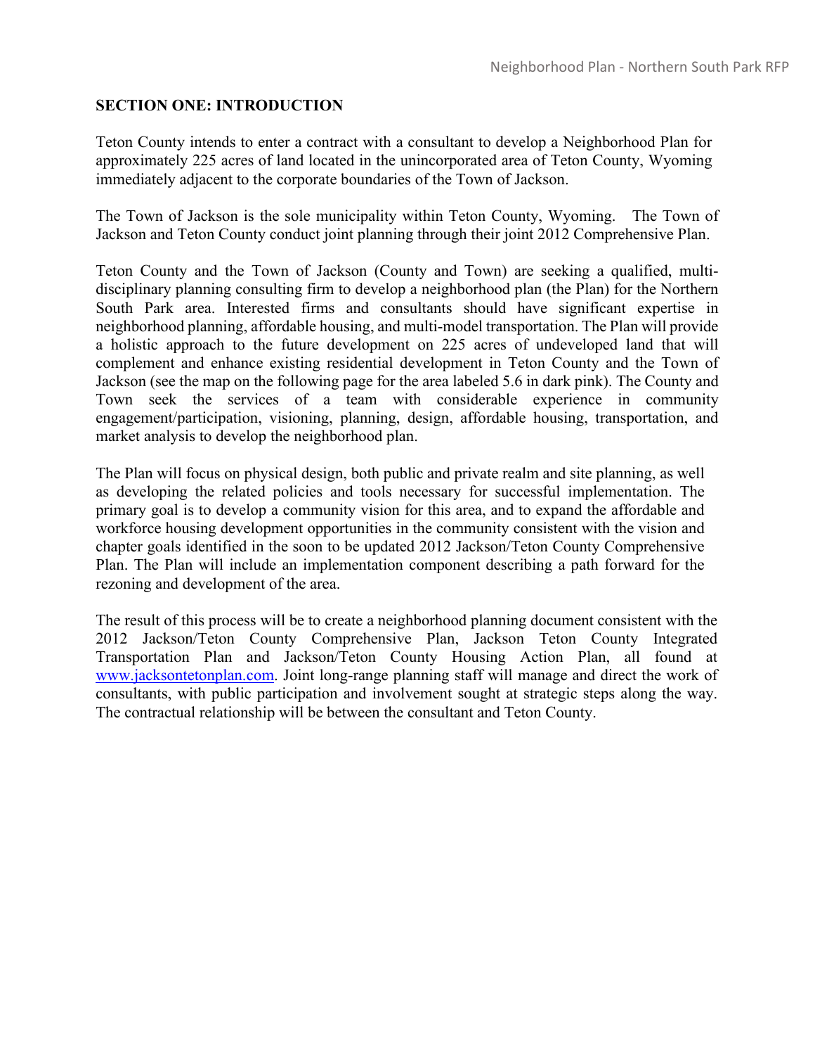## SECTION ONE: INTRODUCTION

Teton County intends to enter a contract with a consultant to develop a Neighborhood Plan for approximately 225 acres of land located in the unincorporated area of Teton County, Wyoming immediately adjacent to the corporate boundaries of the Town of Jackson.

The Town of Jackson is the sole municipality within Teton County, Wyoming. The Town of Jackson and Teton County conduct joint planning through their joint 2012 Comprehensive Plan.

Teton County and the Town of Jackson (County and Town) are seeking a qualified, multi-disciplinary planning consulting firm to develop a neighborhood plan (the Plan) for the Northern South Park area. Interested firms and consultants should have significant expertise in neighborhood planning, affordable housing, and multi-model transportation. The Plan will provide a holistic approach to the future development on 225 acres of undeveloped land that will complement and enhance existing residential development in Teton County and the Town of Jackson (see the map on the following page for the area labeled 5.6 in dark pink). The County and Town seek the services of a team with considerable experience in community engagement/participation, visioning, planning, design, affordable housing, transportation, and market analysis to develop the neighborhood plan.

The Plan will focus on physical design, both public and private realm and site planning, as well as developing the related policies and tools necessary for successful implementation. The primary goal is to develop a community vision for this area, and to expand the affordable and workforce housing development opportunities in the community consistent with the vision and chapter goals identified in the soon to be updated 2012 Jackson/Teton County Comprehensive Plan. The Plan will include an implementation component describing a path forward for the rezoning and development of the area.

The result of this process will be to create a neighborhood planning document consistent with the 2012 Jackson/Teton County Comprehensive Plan, Jackson Teton County Integrated Transportation Plan and Jackson/Teton County Housing Action Plan, all found at [www.jacksontetonplan.com](http://www.jacksontetonplan.com). Joint long-range planning staff will manage and direct the work of consultants, with public participation and involvement sought at strategic steps along the way. The contractual relationship will be between the consultant and Teton County.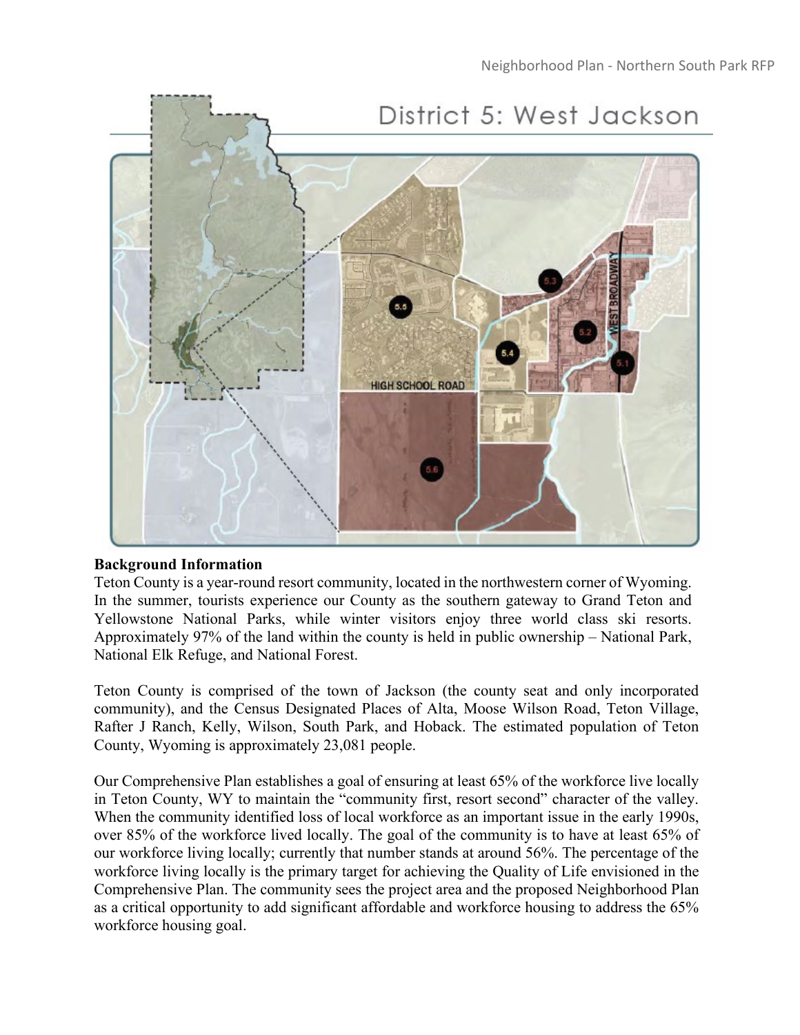## District 5: West Jackson

**Background Information**

Teton County is a year-round resort community, located in the northwestern corner of Wyoming. In the summer, tourists experience our County as the southern gateway to Grand Teton and Yellowstone National Parks, while winter visitors enjoy three world class ski resorts. Approximately 97% of the land within the county is held in public ownership – National Park, National Elk Refuge, and National Forest.

Teton County is comprised of the town of Jackson (the county seat and only incorporated community), and the Census Designated Places of Alta, Moose Wilson Road, Teton Village, Rafter J Ranch, Kelly, Wilson, South Park, and Hoback. The estimated population of Teton County, Wyoming is approximately 23,081 people.

Our Comprehensive Plan establishes a goal of ensuring at least 65% of the workforce live locally in Teton County, WY to maintain the "community first, resort second" character of the valley. When the community identified loss of local workforce as an important issue in the early 1990s, over 85% of the workforce lived locally. The goal of the community is to have at least 65% of our workforce living locally; currently that number stands at around 56%. The percentage of the workforce living locally is the primary target for achieving the Quality of Life envisioned in the Comprehensive Plan. The community sees the project area and the proposed Neighborhood Plan as a critical opportunity to add significant affordable and workforce housing to address the 65% workforce housing goal.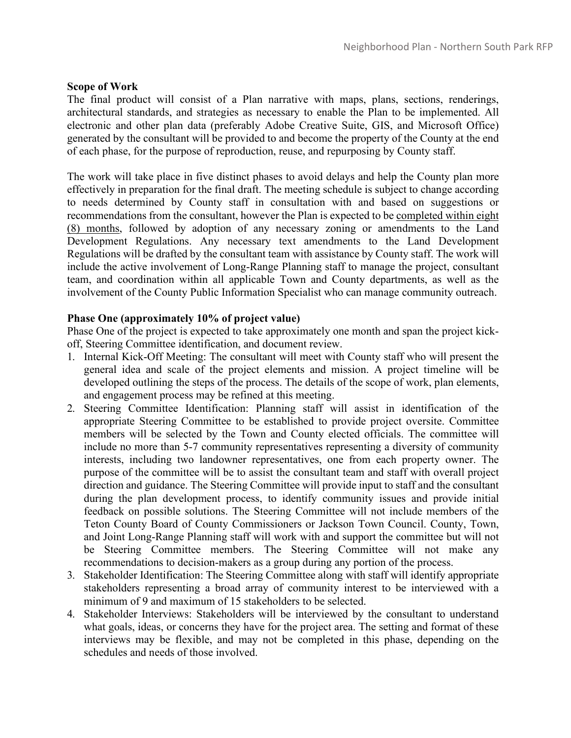**Scope of Work**

The final product will consist of a Plan narrative with maps, plans, sections, renderings, architectural standards, and strategies as necessary to enable the Plan to be implemented. All electronic and other plan data (preferably Adobe Creative Suite, GIS, and Microsoft Office) generated by the consultant will be provided to and become the property of the County at the end of each phase, for the purpose of reproduction, reuse, and repurposing by County staff.

The work will take place in five distinct phases to avoid delays and help the County plan more effectively in preparation for the final draft. The meeting schedule is subject to change according to needs determined by County staff in consultation with and based on suggestions or recommendations from the consultant, however the Plan is expected to be completed within eight (8) months, followed by adoption of any necessary zoning or amendments to the Land Development Regulations. Any necessary text amendments to the Land Development Regulations will be drafted by the consultant team with assistance by County staff. The work will include the active involvement of Long-Range Planning staff to manage the project, consultant team, and coordination within all applicable Town and County departments, as well as the involvement of the County Public Information Specialist who can manage community outreach.

**Phase One (approximately 10% of project value)**

Phase One of the project is expected to take approximately one month and span the project kick-off, Steering Committee identification, and document review.

1. Internal Kick-Off Meeting: The consultant will meet with County staff who will present the general idea and scale of the project elements and mission. A project timeline will be developed outlining the steps of the process. The details of the scope of work, plan elements, and engagement process may be refined at this meeting.
2. Steering Committee Identification: Planning staff will assist in identification of the appropriate Steering Committee to be established to provide project oversite. Committee members will be selected by the Town and County elected officials. The committee will include no more than 5-7 community representatives representing a diversity of community interests, including two landowner representatives, one from each property owner. The purpose of the committee will be to assist the consultant team and staff with overall project direction and guidance. The Steering Committee will provide input to staff and the consultant during the plan development process, to identify community issues and provide initial feedback on possible solutions. The Steering Committee will not include members of the Teton County Board of County Commissioners or Jackson Town Council. County, Town, and Joint Long-Range Planning staff will work with and support the committee but will not be Steering Committee members. The Steering Committee will not make any recommendations to decision-makers as a group during any portion of the process.
3. Stakeholder Identification: The Steering Committee along with staff will identify appropriate stakeholders representing a broad array of community interest to be interviewed with a minimum of 9 and maximum of 15 stakeholders to be selected.
4. Stakeholder Interviews: Stakeholders will be interviewed by the consultant to understand what goals, ideas, or concerns they have for the project area. The setting and format of these interviews may be flexible, and may not be completed in this phase, depending on the schedules and needs of those involved.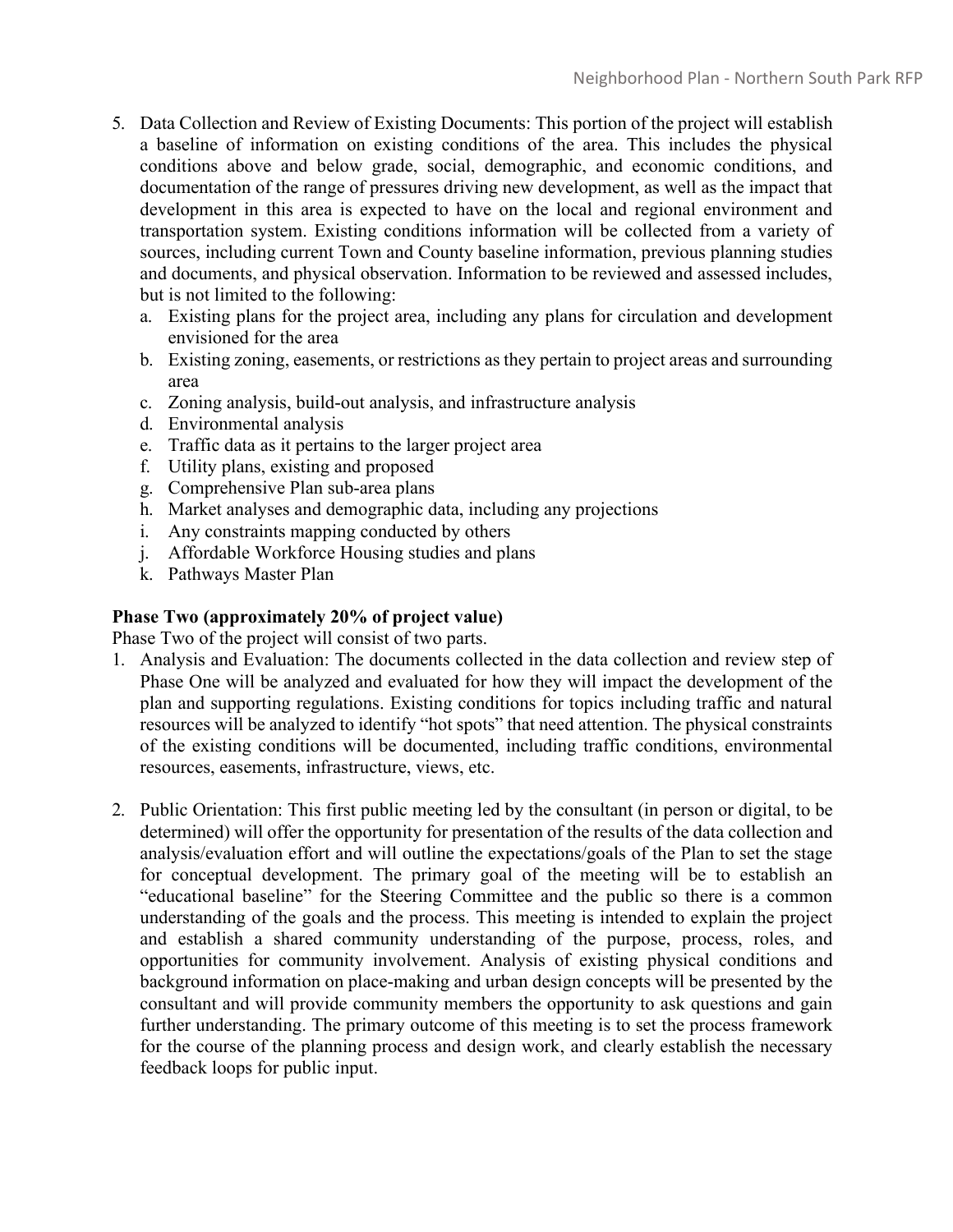5. Data Collection and Review of Existing Documents: This portion of the project will establish a baseline of information on existing conditions of the area. This includes the physical conditions above and below grade, social, demographic, and economic conditions, and documentation of the range of pressures driving new development, as well as the impact that development in this area is expected to have on the local and regional environment and transportation system. Existing conditions information will be collected from a variety of sources, including current Town and County baseline information, previous planning studies and documents, and physical observation. Information to be reviewed and assessed includes, but is not limited to the following:
   a. Existing plans for the project area, including any plans for circulation and development envisioned for the area
   b. Existing zoning, easements, or restrictions as they pertain to project areas and surrounding area
   c. Zoning analysis, build-out analysis, and infrastructure analysis
   d. Environmental analysis
   e. Traffic data as it pertains to the larger project area
   f. Utility plans, existing and proposed
   g. Comprehensive Plan sub-area plans
   h. Market analyses and demographic data, including any projections
   i. Any constraints mapping conducted by others
   j. Affordable Workforce Housing studies and plans
   k. Pathways Master Plan

**Phase Two (approximately 20% of project value)**

Phase Two of the project will consist of two parts.

1. Analysis and Evaluation: The documents collected in the data collection and review step of Phase One will be analyzed and evaluated for how they will impact the development of the plan and supporting regulations. Existing conditions for topics including traffic and natural resources will be analyzed to identify "hot spots" that need attention. The physical constraints of the existing conditions will be documented, including traffic conditions, environmental resources, easements, infrastructure, views, etc.

2. Public Orientation: This first public meeting led by the consultant (in person or digital, to be determined) will offer the opportunity for presentation of the results of the data collection and analysis/evaluation effort and will outline the expectations/goals of the Plan to set the stage for conceptual development. The primary goal of the meeting will be to establish an "educational baseline" for the Steering Committee and the public so there is a common understanding of the goals and the process. This meeting is intended to explain the project and establish a shared community understanding of the purpose, process, roles, and opportunities for community involvement. Analysis of existing physical conditions and background information on place-making and urban design concepts will be presented by the consultant and will provide community members the opportunity to ask questions and gain further understanding. The primary outcome of this meeting is to set the process framework for the course of the planning process and design work, and clearly establish the necessary feedback loops for public input.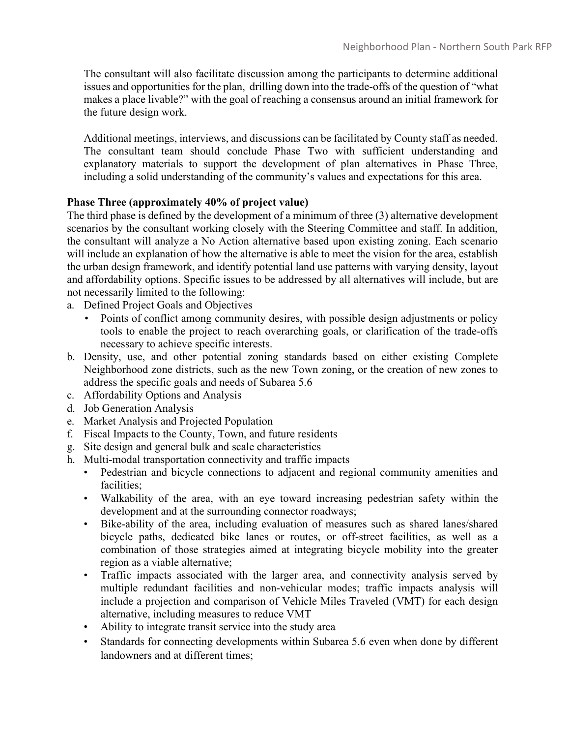The consultant will also facilitate discussion among the participants to determine additional issues and opportunities for the plan, drilling down into the trade-offs of the question of "what makes a place livable?" with the goal of reaching a consensus around an initial framework for the future design work.

Additional meetings, interviews, and discussions can be facilitated by County staff as needed. The consultant team should conclude Phase Two with sufficient understanding and explanatory materials to support the development of plan alternatives in Phase Three, including a solid understanding of the community's values and expectations for this area.

**Phase Three (approximately 40% of project value)**

The third phase is defined by the development of a minimum of three (3) alternative development scenarios by the consultant working closely with the Steering Committee and staff. In addition, the consultant will analyze a No Action alternative based upon existing zoning. Each scenario will include an explanation of how the alternative is able to meet the vision for the area, establish the urban design framework, and identify potential land use patterns with varying density, layout and affordability options. Specific issues to be addressed by all alternatives will include, but are not necessarily limited to the following:

a. Defined Project Goals and Objectives
   - Points of conflict among community desires, with possible design adjustments or policy tools to enable the project to reach overarching goals, or clarification of the trade-offs necessary to achieve specific interests.
b. Density, use, and other potential zoning standards based on either existing Complete Neighborhood zone districts, such as the new Town zoning, or the creation of new zones to address the specific goals and needs of Subarea 5.6
c. Affordability Options and Analysis
d. Job Generation Analysis
e. Market Analysis and Projected Population
f. Fiscal Impacts to the County, Town, and future residents
g. Site design and general bulk and scale characteristics
h. Multi-modal transportation connectivity and traffic impacts
   - Pedestrian and bicycle connections to adjacent and regional community amenities and facilities;
   - Walkability of the area, with an eye toward increasing pedestrian safety within the development and at the surrounding connector roadways;
   - Bike-ability of the area, including evaluation of measures such as shared lanes/shared bicycle paths, dedicated bike lanes or routes, or off-street facilities, as well as a combination of those strategies aimed at integrating bicycle mobility into the greater region as a viable alternative;
   - Traffic impacts associated with the larger area, and connectivity analysis served by multiple redundant facilities and non-vehicular modes; traffic impacts analysis will include a projection and comparison of Vehicle Miles Traveled (VMT) for each design alternative, including measures to reduce VMT
   - Ability to integrate transit service into the study area
   - Standards for connecting developments within Subarea 5.6 even when done by different landowners and at different times;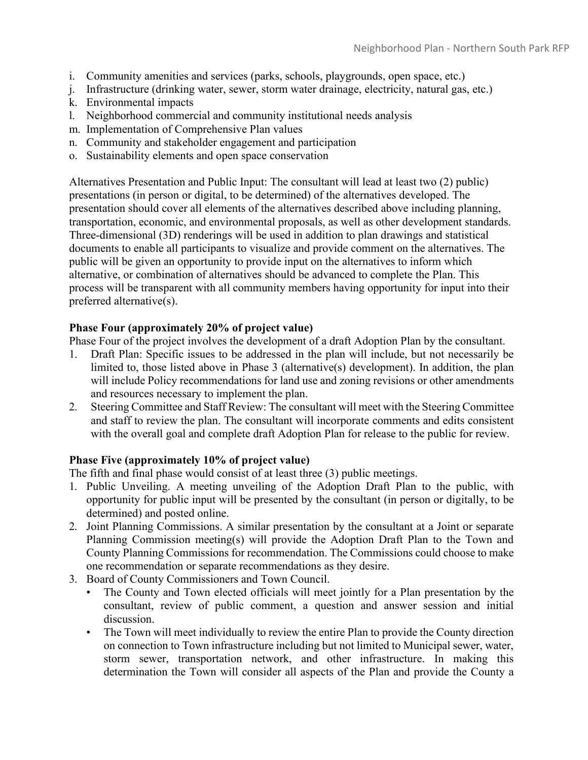i. Community amenities and services (parks, schools, playgrounds, open space, etc.)
j. Infrastructure (drinking water, sewer, storm water drainage, electricity, natural gas, etc.)
k. Environmental impacts
l. Neighborhood commercial and community institutional needs analysis
m. Implementation of Comprehensive Plan values
n. Community and stakeholder engagement and participation
o. Sustainability elements and open space conservation

Alternatives Presentation and Public Input: The consultant will lead at least two (2) public) presentations (in person or digital, to be determined) of the alternatives developed. The presentation should cover all elements of the alternatives described above including planning, transportation, economic, and environmental proposals, as well as other development standards. Three-dimensional (3D) renderings will be used in addition to plan drawings and statistical documents to enable all participants to visualize and provide comment on the alternatives. The public will be given an opportunity to provide input on the alternatives to inform which alternative, or combination of alternatives should be advanced to complete the Plan. This process will be transparent with all community members having opportunity for input into their preferred alternative(s).

**Phase Four (approximately 20% of project value)**

Phase Four of the project involves the development of a draft Adoption Plan by the consultant.

1. Draft Plan: Specific issues to be addressed in the plan will include, but not necessarily be limited to, those listed above in Phase 3 (alternative(s) development). In addition, the plan will include Policy recommendations for land use and zoning revisions or other amendments and resources necessary to implement the plan.
2. Steering Committee and Staff Review: The consultant will meet with the Steering Committee and staff to review the plan. The consultant will incorporate comments and edits consistent with the overall goal and complete draft Adoption Plan for release to the public for review.

**Phase Five (approximately 10% of project value)**

The fifth and final phase would consist of at least three (3) public meetings.

1. Public Unveiling. A meeting unveiling of the Adoption Draft Plan to the public, with opportunity for public input will be presented by the consultant (in person or digitally, to be determined) and posted online.
2. Joint Planning Commissions. A similar presentation by the consultant at a Joint or separate Planning Commission meeting(s) will provide the Adoption Draft Plan to the Town and County Planning Commissions for recommendation. The Commissions could choose to make one recommendation or separate recommendations as they desire.
3. Board of County Commissioners and Town Council.
   - The County and Town elected officials will meet jointly for a Plan presentation by the consultant, review of public comment, a question and answer session and initial discussion.
   - The Town will meet individually to review the entire Plan to provide the County direction on connection to Town infrastructure including but not limited to Municipal sewer, water, storm sewer, transportation network, and other infrastructure. In making this determination the Town will consider all aspects of the Plan and provide the County a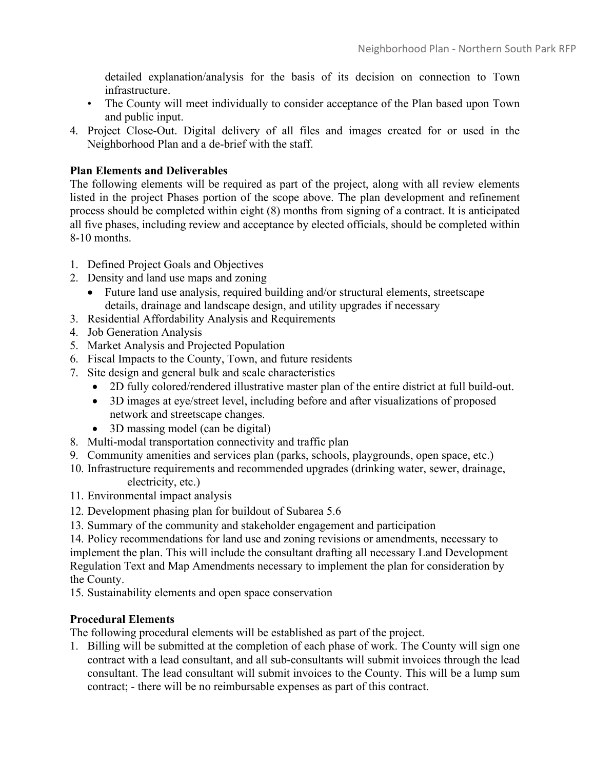detailed explanation/analysis for the basis of its decision on connection to Town infrastructure.

- The County will meet individually to consider acceptance of the Plan based upon Town and public input.

4. Project Close-Out. Digital delivery of all files and images created for or used in the Neighborhood Plan and a de-brief with the staff.

**Plan Elements and Deliverables**

The following elements will be required as part of the project, along with all review elements listed in the project Phases portion of the scope above. The plan development and refinement process should be completed within eight (8) months from signing of a contract. It is anticipated all five phases, including review and acceptance by elected officials, should be completed within 8-10 months.

1. Defined Project Goals and Objectives
2. Density and land use maps and zoning
   - Future land use analysis, required building and/or structural elements, streetscape details, drainage and landscape design, and utility upgrades if necessary
3. Residential Affordability Analysis and Requirements
4. Job Generation Analysis
5. Market Analysis and Projected Population
6. Fiscal Impacts to the County, Town, and future residents
7. Site design and general bulk and scale characteristics
   - 2D fully colored/rendered illustrative master plan of the entire district at full build-out.
   - 3D images at eye/street level, including before and after visualizations of proposed network and streetscape changes.
   - 3D massing model (can be digital)
8. Multi-modal transportation connectivity and traffic plan
9. Community amenities and services plan (parks, schools, playgrounds, open space, etc.)
10. Infrastructure requirements and recommended upgrades (drinking water, sewer, drainage, electricity, etc.)
11. Environmental impact analysis
12. Development phasing plan for buildout of Subarea 5.6
13. Summary of the community and stakeholder engagement and participation
14. Policy recommendations for land use and zoning revisions or amendments, necessary to implement the plan. This will include the consultant drafting all necessary Land Development Regulation Text and Map Amendments necessary to implement the plan for consideration by the County.
15. Sustainability elements and open space conservation

**Procedural Elements**

The following procedural elements will be established as part of the project.

1. Billing will be submitted at the completion of each phase of work. The County will sign one contract with a lead consultant, and all sub-consultants will submit invoices through the lead consultant. The lead consultant will submit invoices to the County. This will be a lump sum contract; - there will be no reimbursable expenses as part of this contract.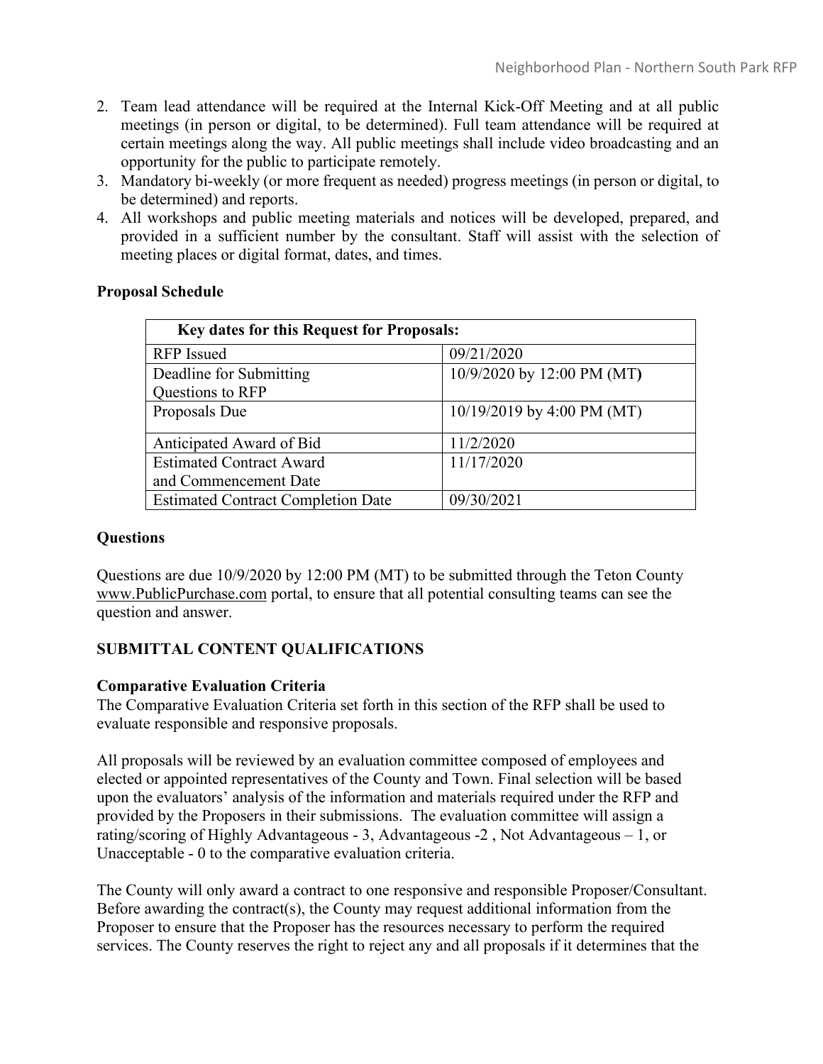2. Team lead attendance will be required at the Internal Kick-Off Meeting and at all public meetings (in person or digital, to be determined). Full team attendance will be required at certain meetings along the way. All public meetings shall include video broadcasting and an opportunity for the public to participate remotely.
3. Mandatory bi-weekly (or more frequent as needed) progress meetings (in person or digital, to be determined) and reports.
4. All workshops and public meeting materials and notices will be developed, prepared, and provided in a sufficient number by the consultant. Staff will assist with the selection of meeting places or digital format, dates, and times.

**Proposal Schedule**

| Key dates for this Request for Proposals: | |
|---|---|
| RFP Issued | 09/21/2020 |
| Deadline for Submitting Questions to RFP | 10/9/2020 by 12:00 PM (MT) |
| Proposals Due | 10/19/2019 by 4:00 PM (MT) |
| Anticipated Award of Bid | 11/2/2020 |
| Estimated Contract Award and Commencement Date | 11/17/2020 |
| Estimated Contract Completion Date | 09/30/2021 |

**Questions**

Questions are due 10/9/2020 by 12:00 PM (MT) to be submitted through the Teton County www.PublicPurchase.com portal, to ensure that all potential consulting teams can see the question and answer.

**SUBMITTAL CONTENT QUALIFICATIONS**

**Comparative Evaluation Criteria**

The Comparative Evaluation Criteria set forth in this section of the RFP shall be used to evaluate responsible and responsive proposals.

All proposals will be reviewed by an evaluation committee composed of employees and elected or appointed representatives of the County and Town. Final selection will be based upon the evaluators' analysis of the information and materials required under the RFP and provided by the Proposers in their submissions. The evaluation committee will assign a rating/scoring of Highly Advantageous - 3, Advantageous -2 , Not Advantageous – 1, or Unacceptable - 0 to the comparative evaluation criteria.

The County will only award a contract to one responsive and responsible Proposer/Consultant. Before awarding the contract(s), the County may request additional information from the Proposer to ensure that the Proposer has the resources necessary to perform the required services. The County reserves the right to reject any and all proposals if it determines that the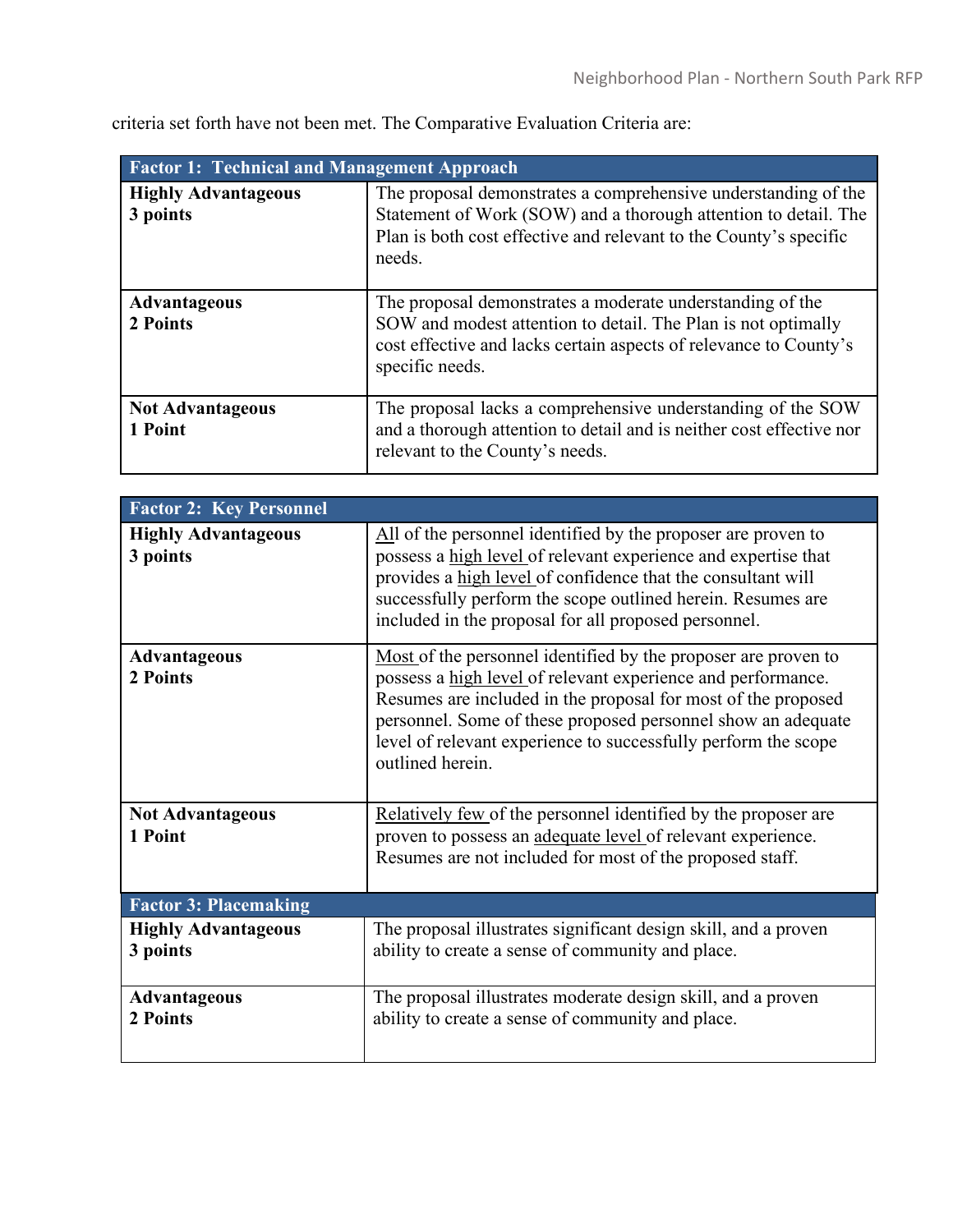criteria set forth have not been met. The Comparative Evaluation Criteria are:

| Factor 1: Technical and Management Approach | |
|---|---|
| **Highly Advantageous**<br>**3 points** | The proposal demonstrates a comprehensive understanding of the Statement of Work (SOW) and a thorough attention to detail. The Plan is both cost effective and relevant to the County's specific needs. |
| **Advantageous**<br>**2 Points** | The proposal demonstrates a moderate understanding of the SOW and modest attention to detail. The Plan is not optimally cost effective and lacks certain aspects of relevance to County's specific needs. |
| **Not Advantageous**<br>**1 Point** | The proposal lacks a comprehensive understanding of the SOW and a thorough attention to detail and is neither cost effective nor relevant to the County's needs. |

| Factor 2: Key Personnel | |
|---|---|
| **Highly Advantageous**<br>**3 points** | All of the personnel identified by the proposer are proven to possess a high level of relevant experience and expertise that provides a high level of confidence that the consultant will successfully perform the scope outlined herein. Resumes are included in the proposal for all proposed personnel. |
| **Advantageous**<br>**2 Points** | Most of the personnel identified by the proposer are proven to possess a high level of relevant experience and performance. Resumes are included in the proposal for most of the proposed personnel. Some of these proposed personnel show an adequate level of relevant experience to successfully perform the scope outlined herein. |
| **Not Advantageous**<br>**1 Point** | Relatively few of the personnel identified by the proposer are proven to possess an adequate level of relevant experience. Resumes are not included for most of the proposed staff. |

| Factor 3: Placemaking | |
|---|---|
| **Highly Advantageous**<br>**3 points** | The proposal illustrates significant design skill, and a proven ability to create a sense of community and place. |
| **Advantageous**<br>**2 Points** | The proposal illustrates moderate design skill, and a proven ability to create a sense of community and place. |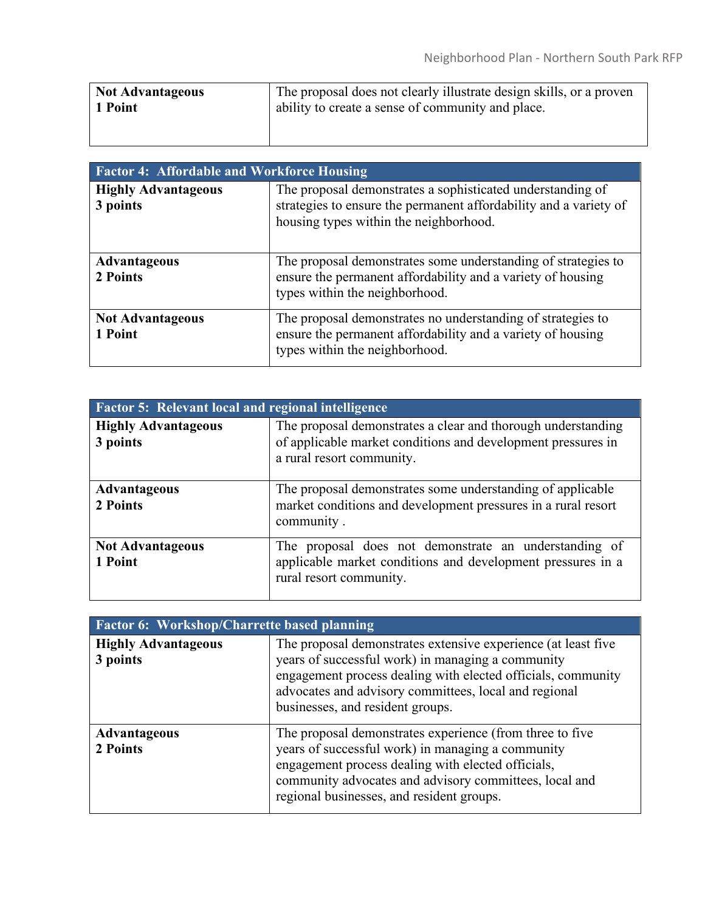| Not Advantageous 1 Point | The proposal does not clearly illustrate design skills, or a proven ability to create a sense of community and place. |
|---|---|

| Factor 4: Affordable and Workforce Housing | |
|---|---|
| **Highly Advantageous 3 points** | The proposal demonstrates a sophisticated understanding of strategies to ensure the permanent affordability and a variety of housing types within the neighborhood. |
| **Advantageous 2 Points** | The proposal demonstrates some understanding of strategies to ensure the permanent affordability and a variety of housing types within the neighborhood. |
| **Not Advantageous 1 Point** | The proposal demonstrates no understanding of strategies to ensure the permanent affordability and a variety of housing types within the neighborhood. |

| Factor 5: Relevant local and regional intelligence | |
|---|---|
| **Highly Advantageous 3 points** | The proposal demonstrates a clear and thorough understanding of applicable market conditions and development pressures in a rural resort community. |
| **Advantageous 2 Points** | The proposal demonstrates some understanding of applicable market conditions and development pressures in a rural resort community . |
| **Not Advantageous 1 Point** | The proposal does not demonstrate an understanding of applicable market conditions and development pressures in a rural resort community. |

| Factor 6: Workshop/Charrette based planning | |
|---|---|
| **Highly Advantageous 3 points** | The proposal demonstrates extensive experience (at least five years of successful work) in managing a community engagement process dealing with elected officials, community advocates and advisory committees, local and regional businesses, and resident groups. |
| **Advantageous 2 Points** | The proposal demonstrates experience (from three to five years of successful work) in managing a community engagement process dealing with elected officials, community advocates and advisory committees, local and regional businesses, and resident groups. |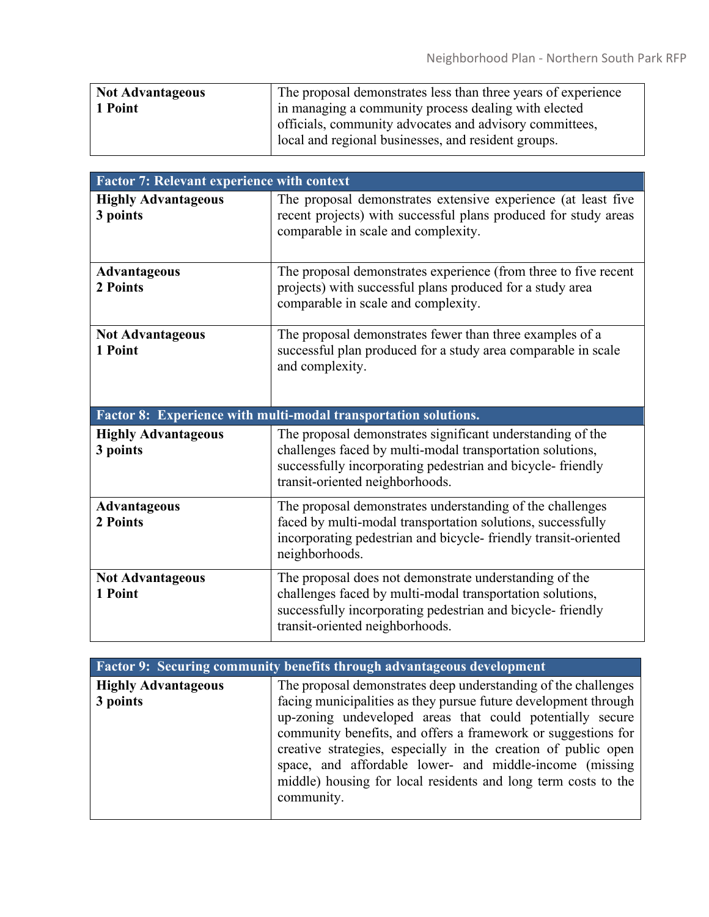| Not Advantageous<br>1 Point | The proposal demonstrates less than three years of experience in managing a community process dealing with elected officials, community advocates and advisory committees, local and regional businesses, and resident groups. |
|---|---|

| Factor 7: Relevant experience with context | |
|---|---|
| **Highly Advantageous**<br>**3 points** | The proposal demonstrates extensive experience (at least five recent projects) with successful plans produced for study areas comparable in scale and complexity. |
| **Advantageous**<br>**2 Points** | The proposal demonstrates experience (from three to five recent projects) with successful plans produced for a study area comparable in scale and complexity. |
| **Not Advantageous**<br>**1 Point** | The proposal demonstrates fewer than three examples of a successful plan produced for a study area comparable in scale and complexity. |

| Factor 8: Experience with multi-modal transportation solutions. | |
|---|---|
| **Highly Advantageous**<br>**3 points** | The proposal demonstrates significant understanding of the challenges faced by multi-modal transportation solutions, successfully incorporating pedestrian and bicycle- friendly transit-oriented neighborhoods. |
| **Advantageous**<br>**2 Points** | The proposal demonstrates understanding of the challenges faced by multi-modal transportation solutions, successfully incorporating pedestrian and bicycle- friendly transit-oriented neighborhoods. |
| **Not Advantageous**<br>**1 Point** | The proposal does not demonstrate understanding of the challenges faced by multi-modal transportation solutions, successfully incorporating pedestrian and bicycle- friendly transit-oriented neighborhoods. |

| Factor 9: Securing community benefits through advantageous development | |
|---|---|
| **Highly Advantageous**<br>**3 points** | The proposal demonstrates deep understanding of the challenges facing municipalities as they pursue future development through up-zoning undeveloped areas that could potentially secure community benefits, and offers a framework or suggestions for creative strategies, especially in the creation of public open space, and affordable lower- and middle-income (missing middle) housing for local residents and long term costs to the community. |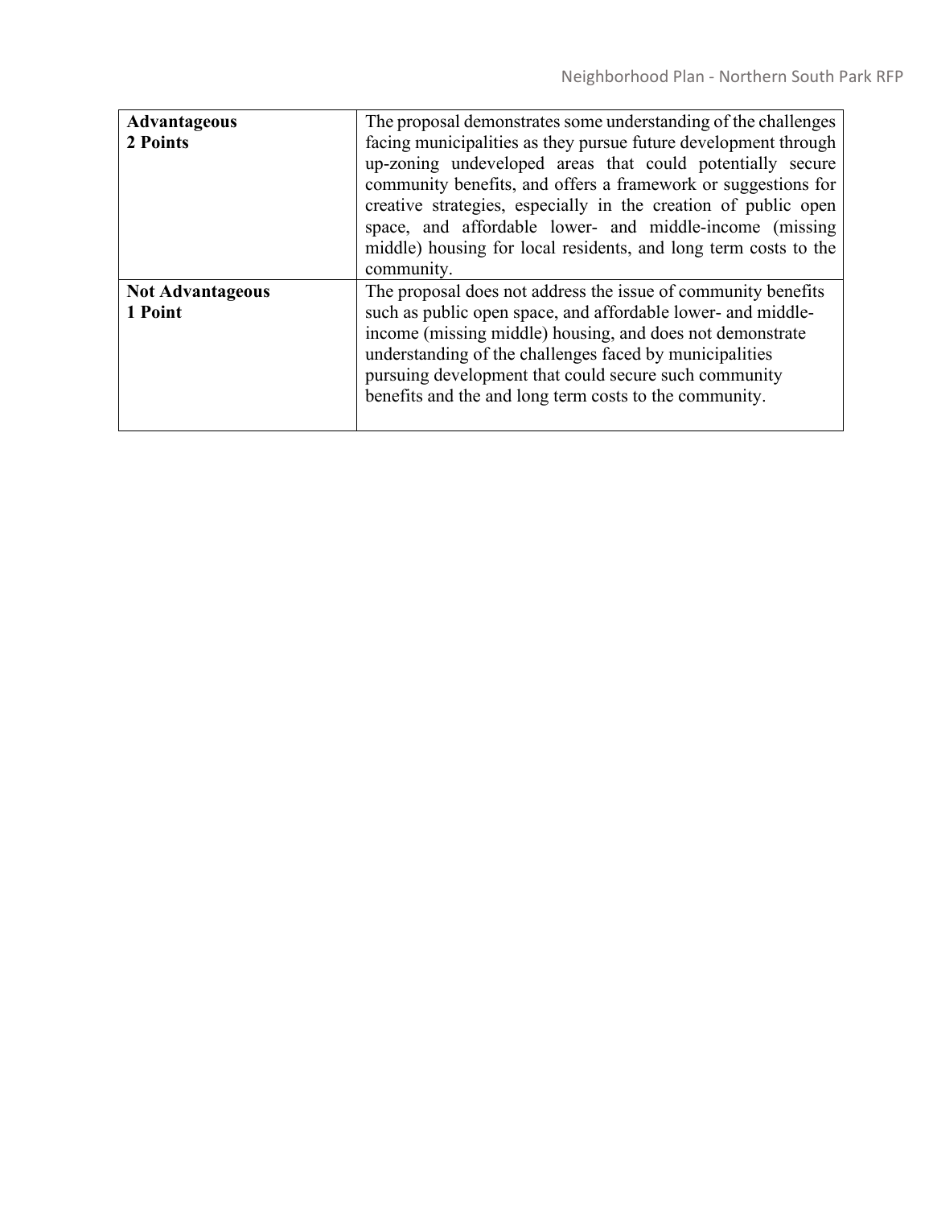| | |
|---|---|
| **Advantageous**<br>**2 Points** | The proposal demonstrates some understanding of the challenges facing municipalities as they pursue future development through up-zoning undeveloped areas that could potentially secure community benefits, and offers a framework or suggestions for creative strategies, especially in the creation of public open space, and affordable lower- and middle-income (missing middle) housing for local residents, and long term costs to the community. |
| **Not Advantageous**<br>**1 Point** | The proposal does not address the issue of community benefits such as public open space, and affordable lower- and middle-income (missing middle) housing, and does not demonstrate understanding of the challenges faced by municipalities pursuing development that could secure such community benefits and the and long term costs to the community. |